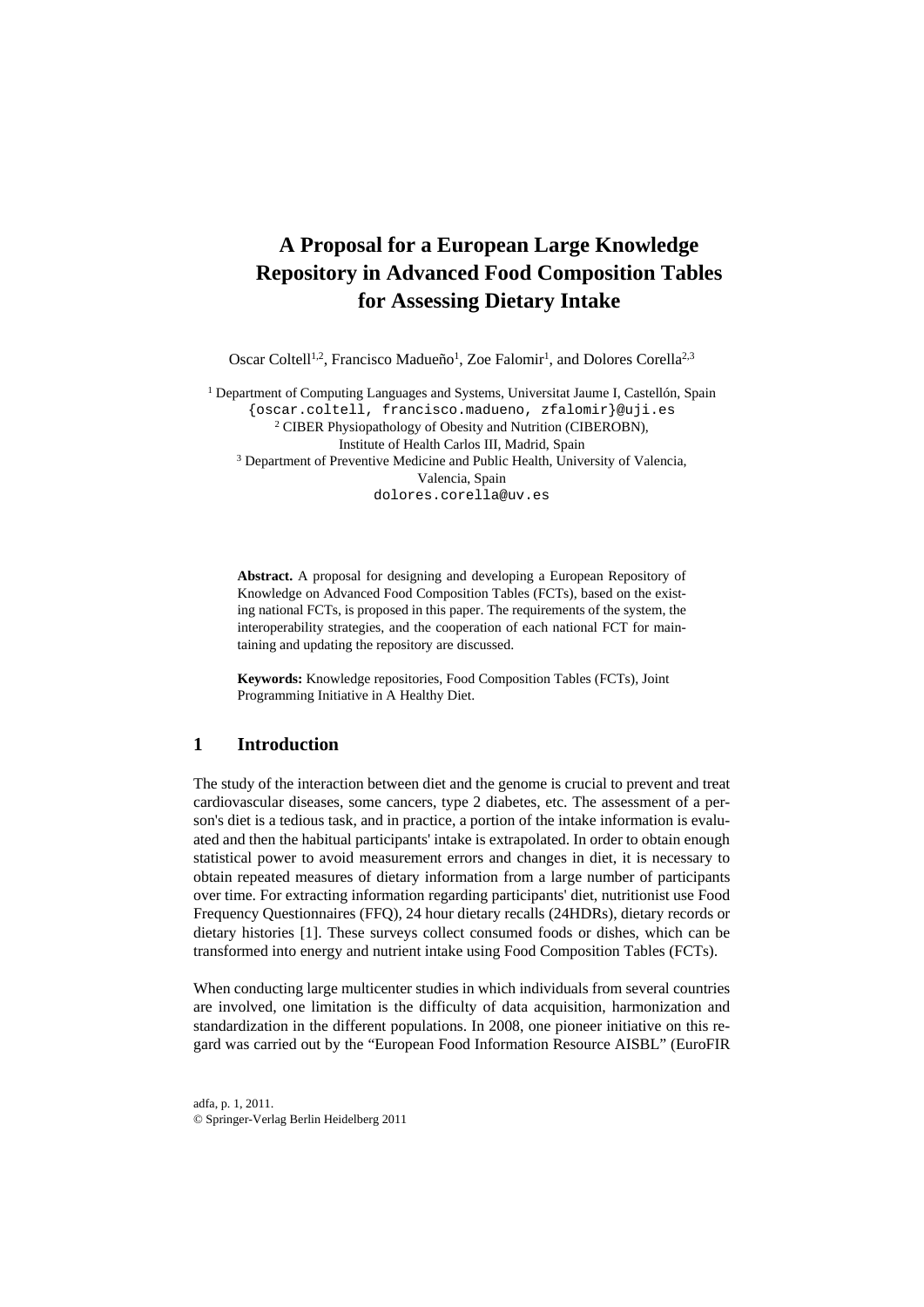# A Proposal for a European Large Knowledge Repository in Advanced Food Composition Tables for Assessing Dietary Intake

Oscar Coltell[1,2], Francisco Madueño[1], Zoe Falomir[1], and Dolores Corella[2,3]

[1] Department of Computing Languages and Systems, Universitat Jaume I, Castellón, Spain
{oscar.coltell, francisco.madueno, zfalomir}@uji.es
[2] CIBER Physiopathology of Obesity and Nutrition (CIBEROBN),
Institute of Health Carlos III, Madrid, Spain
[3] Department of Preventive Medicine and Public Health, University of Valencia,
Valencia, Spain
dolores.corella@uv.es

**Abstract.** A proposal for designing and developing a European Repository of Knowledge on Advanced Food Composition Tables (FCTs), based on the existing national FCTs, is proposed in this paper. The requirements of the system, the interoperability strategies, and the cooperation of each national FCT for maintaining and updating the repository are discussed.

**Keywords:** Knowledge repositories, Food Composition Tables (FCTs), Joint Programming Initiative in A Healthy Diet.

## 1 Introduction

The study of the interaction between diet and the genome is crucial to prevent and treat cardiovascular diseases, some cancers, type 2 diabetes, etc. The assessment of a person's diet is a tedious task, and in practice, a portion of the intake information is evaluated and then the habitual participants' intake is extrapolated. In order to obtain enough statistical power to avoid measurement errors and changes in diet, it is necessary to obtain repeated measures of dietary information from a large number of participants over time. For extracting information regarding participants' diet, nutritionist use Food Frequency Questionnaires (FFQ), 24 hour dietary recalls (24HDRs), dietary records or dietary histories [1]. These surveys collect consumed foods or dishes, which can be transformed into energy and nutrient intake using Food Composition Tables (FCTs).

When conducting large multicenter studies in which individuals from several countries are involved, one limitation is the difficulty of data acquisition, harmonization and standardization in the different populations. In 2008, one pioneer initiative on this regard was carried out by the "European Food Information Resource AISBL" (EuroFIR

adfa, p. 1, 2011.
© Springer-Verlag Berlin Heidelberg 2011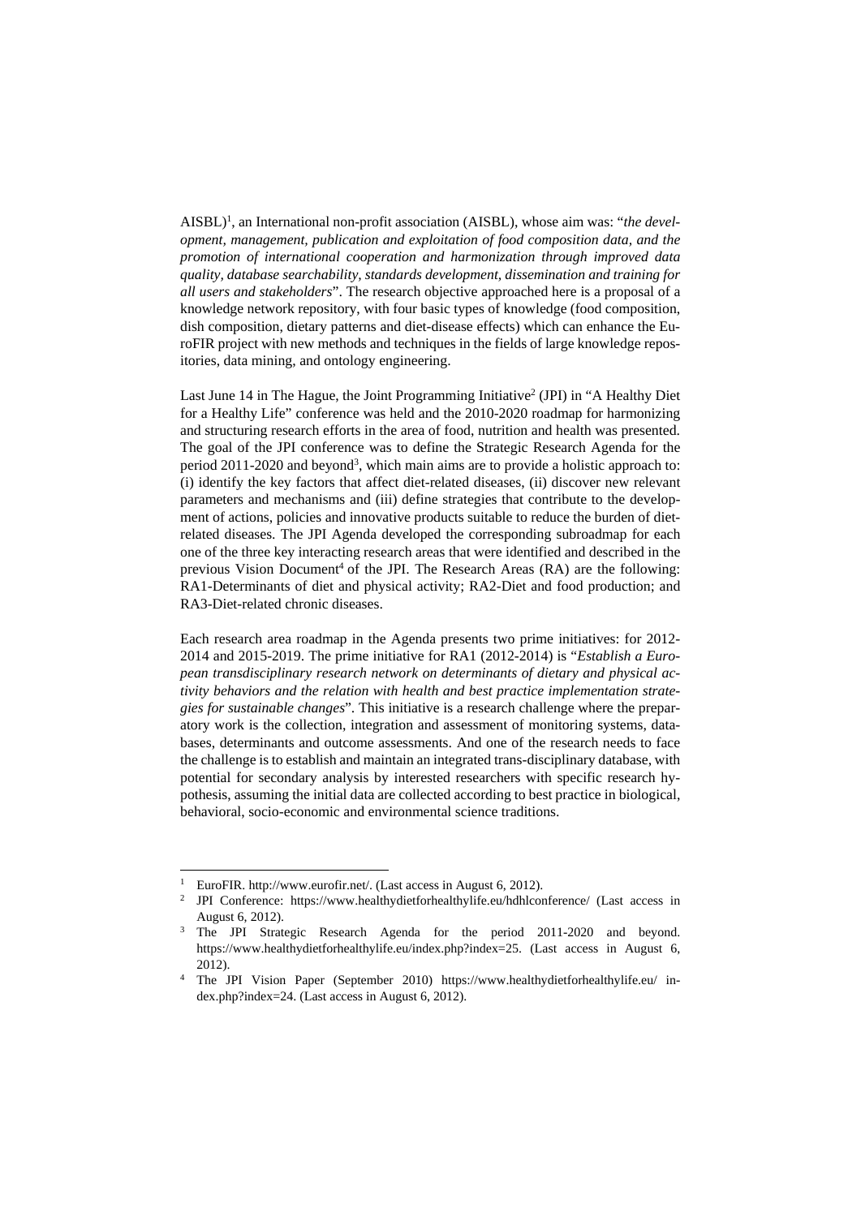AISBL)[1], an International non-profit association (AISBL), whose aim was: "*the development, management, publication and exploitation of food composition data, and the promotion of international cooperation and harmonization through improved data quality, database searchability, standards development, dissemination and training for all users and stakeholders*". The research objective approached here is a proposal of a knowledge network repository, with four basic types of knowledge (food composition, dish composition, dietary patterns and diet-disease effects) which can enhance the EuroFIR project with new methods and techniques in the fields of large knowledge repositories, data mining, and ontology engineering.

Last June 14 in The Hague, the Joint Programming Initiative[2] (JPI) in "A Healthy Diet for a Healthy Life" conference was held and the 2010-2020 roadmap for harmonizing and structuring research efforts in the area of food, nutrition and health was presented. The goal of the JPI conference was to define the Strategic Research Agenda for the period 2011-2020 and beyond[3], which main aims are to provide a holistic approach to: (i) identify the key factors that affect diet-related diseases, (ii) discover new relevant parameters and mechanisms and (iii) define strategies that contribute to the development of actions, policies and innovative products suitable to reduce the burden of diet-related diseases. The JPI Agenda developed the corresponding subroadmap for each one of the three key interacting research areas that were identified and described in the previous Vision Document[4] of the JPI. The Research Areas (RA) are the following: RA1-Determinants of diet and physical activity; RA2-Diet and food production; and RA3-Diet-related chronic diseases.

Each research area roadmap in the Agenda presents two prime initiatives: for 2012-2014 and 2015-2019. The prime initiative for RA1 (2012-2014) is "*Establish a European transdisciplinary research network on determinants of dietary and physical activity behaviors and the relation with health and best practice implementation strategies for sustainable changes*". This initiative is a research challenge where the preparatory work is the collection, integration and assessment of monitoring systems, databases, determinants and outcome assessments. And one of the research needs to face the challenge is to establish and maintain an integrated trans-disciplinary database, with potential for secondary analysis by interested researchers with specific research hypothesis, assuming the initial data are collected according to best practice in biological, behavioral, socio-economic and environmental science traditions.

---

[1] EuroFIR. http://www.eurofir.net/. (Last access in August 6, 2012).

[2] JPI Conference: https://www.healthydietforhealthylife.eu/hdhlconference/ (Last access in August 6, 2012).

[3] The JPI Strategic Research Agenda for the period 2011-2020 and beyond. https://www.healthydietforhealthylife.eu/index.php?index=25. (Last access in August 6, 2012).

[4] The JPI Vision Paper (September 2010) https://www.healthydietforhealthylife.eu/ index.php?index=24. (Last access in August 6, 2012).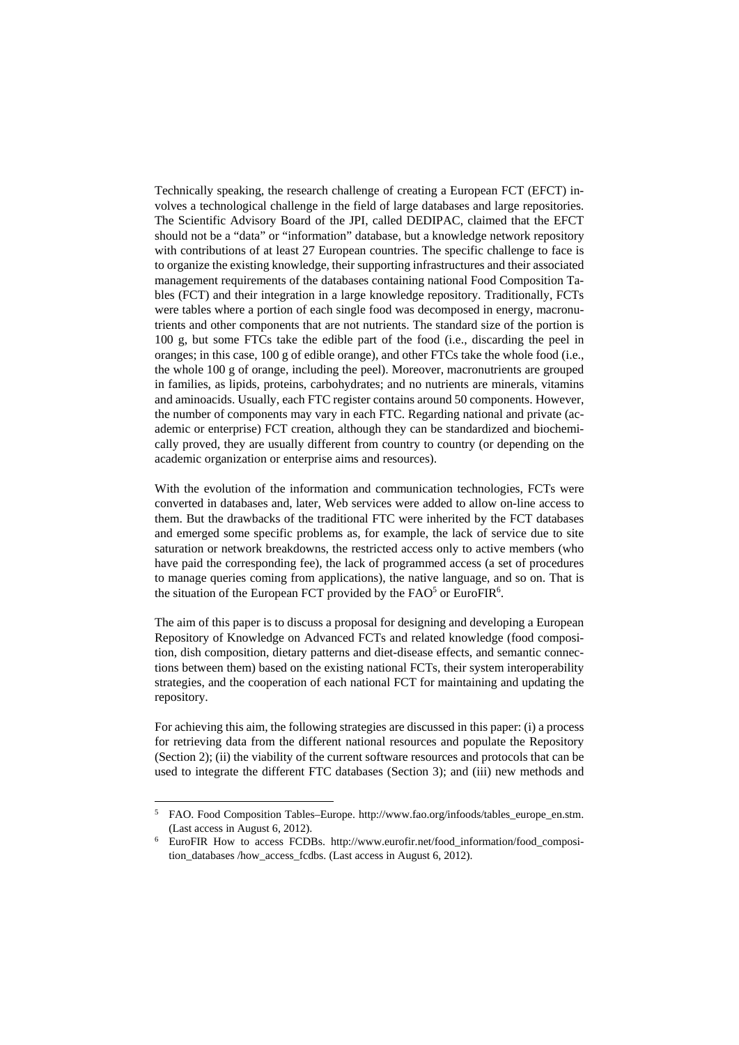Technically speaking, the research challenge of creating a European FCT (EFCT) involves a technological challenge in the field of large databases and large repositories. The Scientific Advisory Board of the JPI, called DEDIPAC, claimed that the EFCT should not be a "data" or "information" database, but a knowledge network repository with contributions of at least 27 European countries. The specific challenge to face is to organize the existing knowledge, their supporting infrastructures and their associated management requirements of the databases containing national Food Composition Tables (FCT) and their integration in a large knowledge repository. Traditionally, FCTs were tables where a portion of each single food was decomposed in energy, macronutrients and other components that are not nutrients. The standard size of the portion is 100 g, but some FTCs take the edible part of the food (i.e., discarding the peel in oranges; in this case, 100 g of edible orange), and other FTCs take the whole food (i.e., the whole 100 g of orange, including the peel). Moreover, macronutrients are grouped in families, as lipids, proteins, carbohydrates; and no nutrients are minerals, vitamins and aminoacids. Usually, each FTC register contains around 50 components. However, the number of components may vary in each FTC. Regarding national and private (academic or enterprise) FCT creation, although they can be standardized and biochemically proved, they are usually different from country to country (or depending on the academic organization or enterprise aims and resources).

With the evolution of the information and communication technologies, FCTs were converted in databases and, later, Web services were added to allow on-line access to them. But the drawbacks of the traditional FTC were inherited by the FCT databases and emerged some specific problems as, for example, the lack of service due to site saturation or network breakdowns, the restricted access only to active members (who have paid the corresponding fee), the lack of programmed access (a set of procedures to manage queries coming from applications), the native language, and so on. That is the situation of the European FCT provided by the FAO[5] or EuroFIR[6].

The aim of this paper is to discuss a proposal for designing and developing a European Repository of Knowledge on Advanced FCTs and related knowledge (food composition, dish composition, dietary patterns and diet-disease effects, and semantic connections between them) based on the existing national FCTs, their system interoperability strategies, and the cooperation of each national FCT for maintaining and updating the repository.

For achieving this aim, the following strategies are discussed in this paper: (i) a process for retrieving data from the different national resources and populate the Repository (Section 2); (ii) the viability of the current software resources and protocols that can be used to integrate the different FTC databases (Section 3); and (iii) new methods and

[5] FAO. Food Composition Tables–Europe. http://www.fao.org/infoods/tables_europe_en.stm. (Last access in August 6, 2012).

[6] EuroFIR How to access FCDBs. http://www.eurofir.net/food_information/food_composition_databases /how_access_fcdbs. (Last access in August 6, 2012).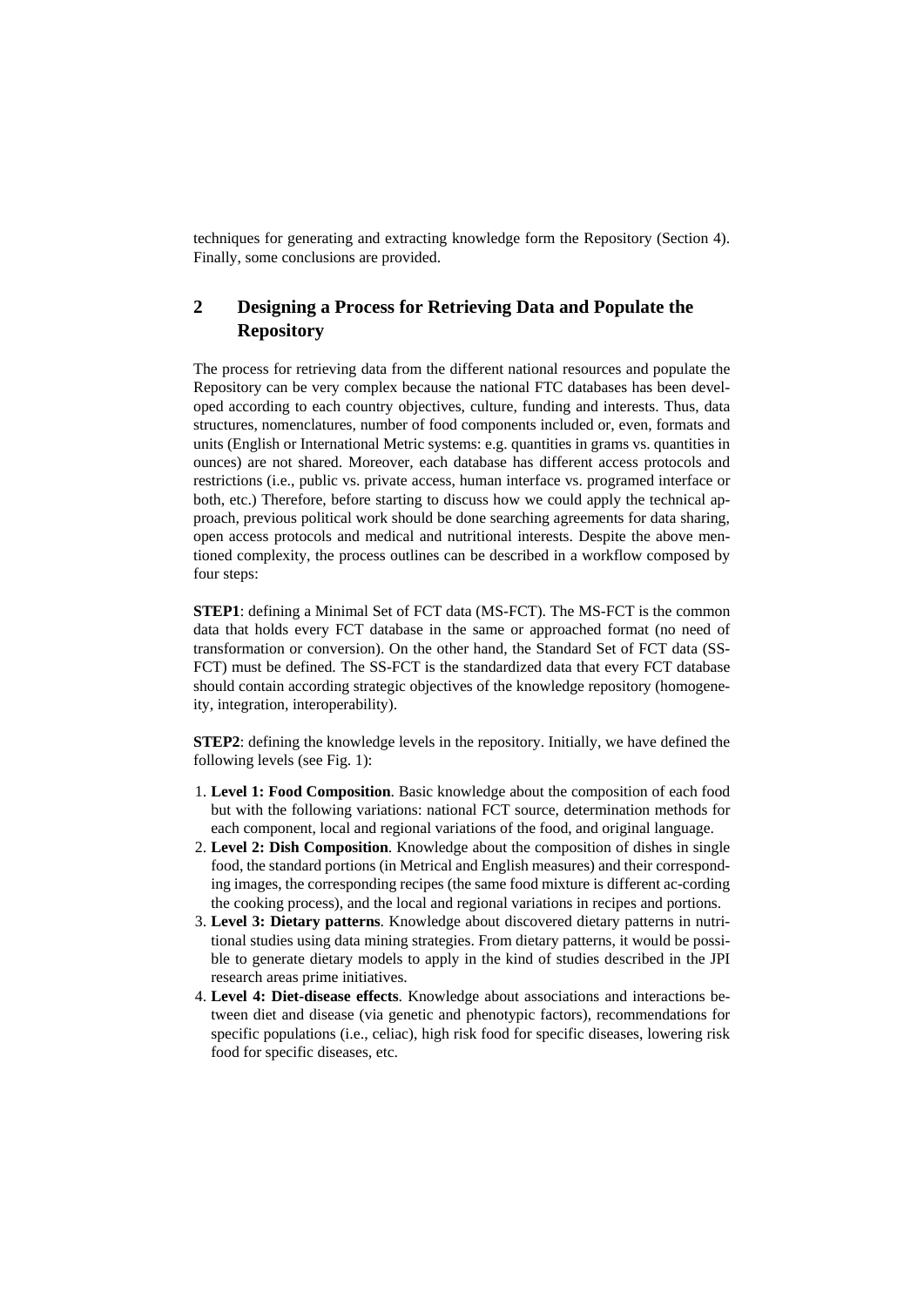techniques for generating and extracting knowledge form the Repository (Section 4). Finally, some conclusions are provided.

## 2 Designing a Process for Retrieving Data and Populate the Repository

The process for retrieving data from the different national resources and populate the Repository can be very complex because the national FTC databases has been developed according to each country objectives, culture, funding and interests. Thus, data structures, nomenclatures, number of food components included or, even, formats and units (English or International Metric systems: e.g. quantities in grams vs. quantities in ounces) are not shared. Moreover, each database has different access protocols and restrictions (i.e., public vs. private access, human interface vs. programed interface or both, etc.) Therefore, before starting to discuss how we could apply the technical approach, previous political work should be done searching agreements for data sharing, open access protocols and medical and nutritional interests. Despite the above mentioned complexity, the process outlines can be described in a workflow composed by four steps:

**STEP1**: defining a Minimal Set of FCT data (MS-FCT). The MS-FCT is the common data that holds every FCT database in the same or approached format (no need of transformation or conversion). On the other hand, the Standard Set of FCT data (SS-FCT) must be defined. The SS-FCT is the standardized data that every FCT database should contain according strategic objectives of the knowledge repository (homogeneity, integration, interoperability).

**STEP2**: defining the knowledge levels in the repository. Initially, we have defined the following levels (see Fig. 1):

1. **Level 1: Food Composition**. Basic knowledge about the composition of each food but with the following variations: national FCT source, determination methods for each component, local and regional variations of the food, and original language.
2. **Level 2: Dish Composition**. Knowledge about the composition of dishes in single food, the standard portions (in Metrical and English measures) and their corresponding images, the corresponding recipes (the same food mixture is different ac-cording the cooking process), and the local and regional variations in recipes and portions.
3. **Level 3: Dietary patterns**. Knowledge about discovered dietary patterns in nutritional studies using data mining strategies. From dietary patterns, it would be possible to generate dietary models to apply in the kind of studies described in the JPI research areas prime initiatives.
4. **Level 4: Diet-disease effects**. Knowledge about associations and interactions between diet and disease (via genetic and phenotypic factors), recommendations for specific populations (i.e., celiac), high risk food for specific diseases, lowering risk food for specific diseases, etc.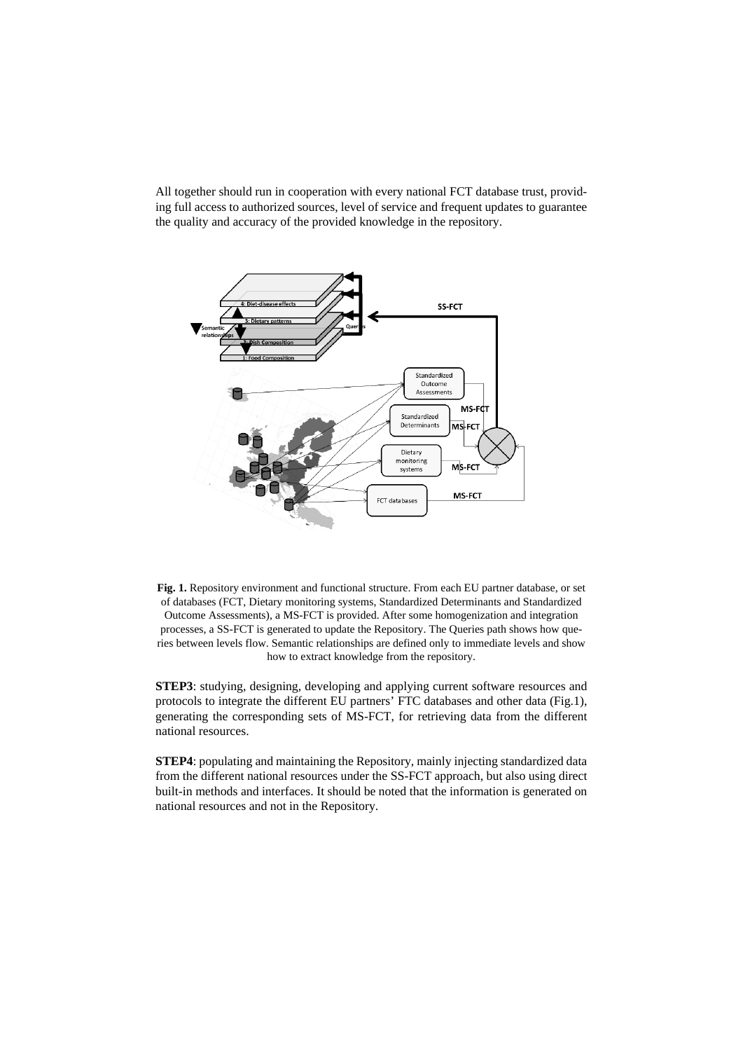All together should run in cooperation with every national FCT database trust, providing full access to authorized sources, level of service and frequent updates to guarantee the quality and accuracy of the provided knowledge in the repository.

**Fig. 1.** Repository environment and functional structure. From each EU partner database, or set of databases (FCT, Dietary monitoring systems, Standardized Determinants and Standardized Outcome Assessments), a MS-FCT is provided. After some homogenization and integration processes, a SS-FCT is generated to update the Repository. The Queries path shows how queries between levels flow. Semantic relationships are defined only to immediate levels and show how to extract knowledge from the repository.

**STEP3**: studying, designing, developing and applying current software resources and protocols to integrate the different EU partners' FTC databases and other data (Fig.1), generating the corresponding sets of MS-FCT, for retrieving data from the different national resources.

**STEP4**: populating and maintaining the Repository, mainly injecting standardized data from the different national resources under the SS-FCT approach, but also using direct built-in methods and interfaces. It should be noted that the information is generated on national resources and not in the Repository.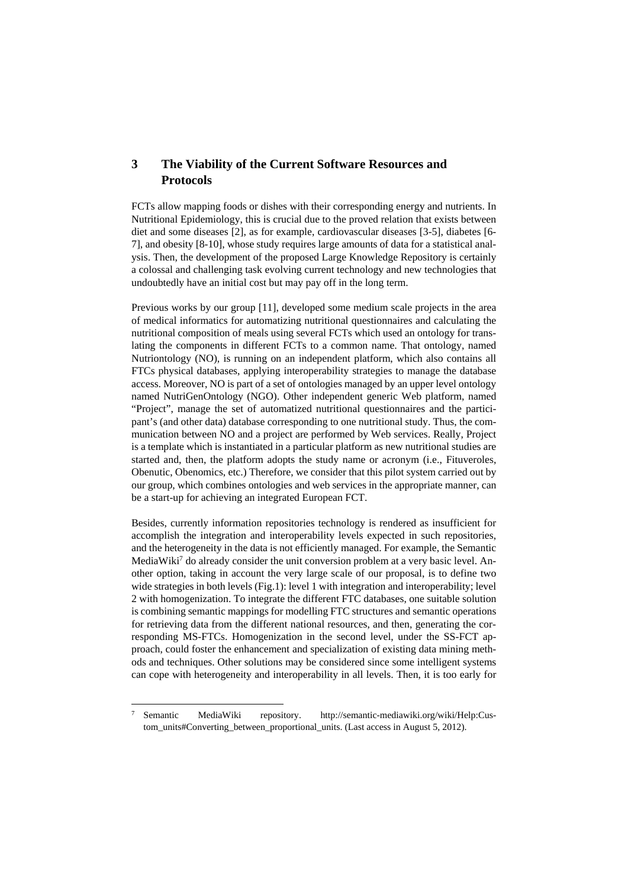## 3 The Viability of the Current Software Resources and Protocols

FCTs allow mapping foods or dishes with their corresponding energy and nutrients. In Nutritional Epidemiology, this is crucial due to the proved relation that exists between diet and some diseases [2], as for example, cardiovascular diseases [3-5], diabetes [6-7], and obesity [8-10], whose study requires large amounts of data for a statistical analysis. Then, the development of the proposed Large Knowledge Repository is certainly a colossal and challenging task evolving current technology and new technologies that undoubtedly have an initial cost but may pay off in the long term.

Previous works by our group [11], developed some medium scale projects in the area of medical informatics for automatizing nutritional questionnaires and calculating the nutritional composition of meals using several FCTs which used an ontology for translating the components in different FCTs to a common name. That ontology, named Nutriontology (NO), is running on an independent platform, which also contains all FTCs physical databases, applying interoperability strategies to manage the database access. Moreover, NO is part of a set of ontologies managed by an upper level ontology named NutriGenOntology (NGO). Other independent generic Web platform, named "Project", manage the set of automatized nutritional questionnaires and the participant's (and other data) database corresponding to one nutritional study. Thus, the communication between NO and a project are performed by Web services. Really, Project is a template which is instantiated in a particular platform as new nutritional studies are started and, then, the platform adopts the study name or acronym (i.e., Fituveroles, Obenutic, Obenomics, etc.) Therefore, we consider that this pilot system carried out by our group, which combines ontologies and web services in the appropriate manner, can be a start-up for achieving an integrated European FCT.

Besides, currently information repositories technology is rendered as insufficient for accomplish the integration and interoperability levels expected in such repositories, and the heterogeneity in the data is not efficiently managed. For example, the Semantic MediaWiki[7] do already consider the unit conversion problem at a very basic level. Another option, taking in account the very large scale of our proposal, is to define two wide strategies in both levels (Fig.1): level 1 with integration and interoperability; level 2 with homogenization. To integrate the different FTC databases, one suitable solution is combining semantic mappings for modelling FTC structures and semantic operations for retrieving data from the different national resources, and then, generating the corresponding MS-FTCs. Homogenization in the second level, under the SS-FCT approach, could foster the enhancement and specialization of existing data mining methods and techniques. Other solutions may be considered since some intelligent systems can cope with heterogeneity and interoperability in all levels. Then, it is too early for

---

[7] Semantic MediaWiki repository. http://semantic-mediawiki.org/wiki/Help:Custom_units#Converting_between_proportional_units. (Last access in August 5, 2012).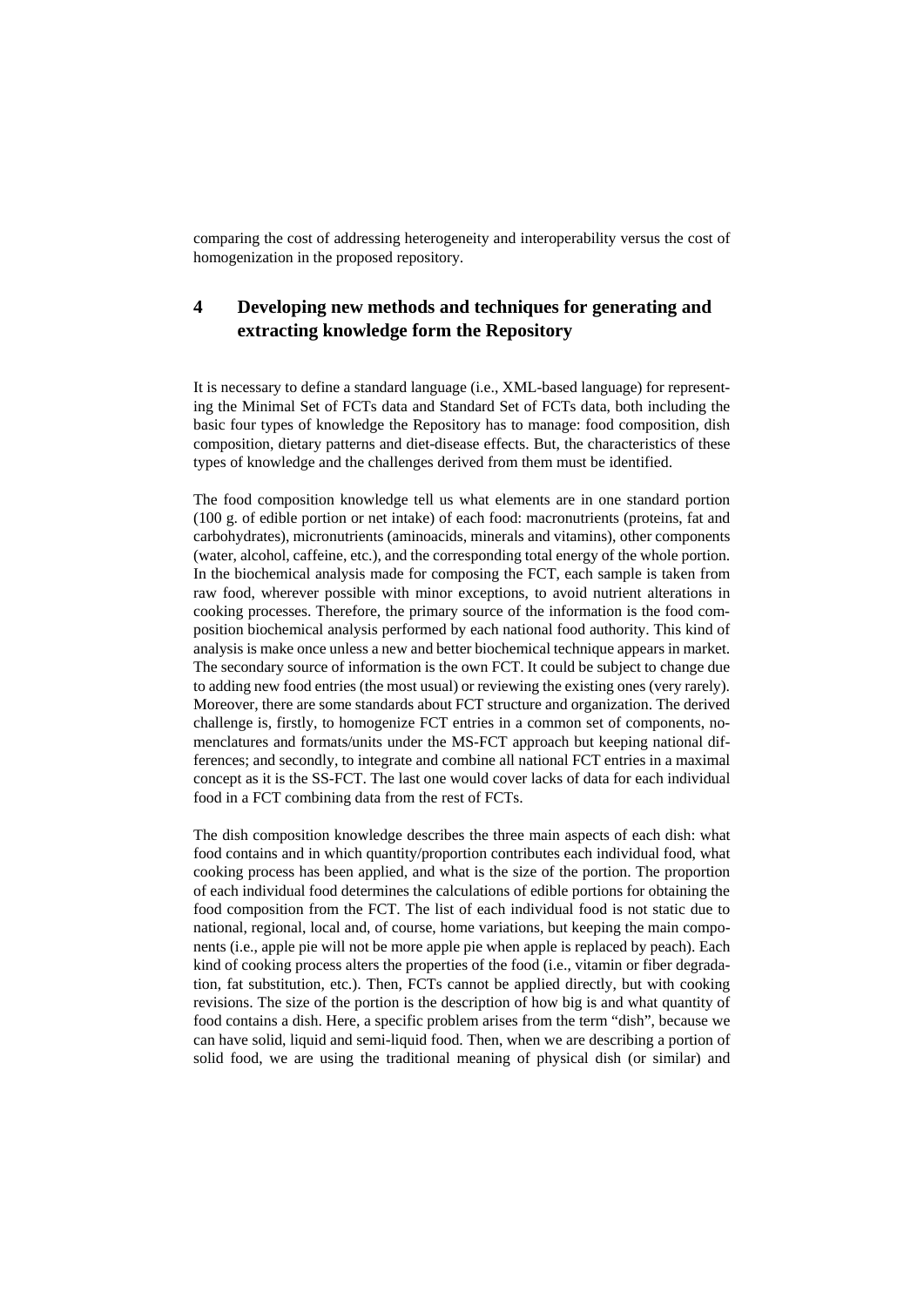comparing the cost of addressing heterogeneity and interoperability versus the cost of homogenization in the proposed repository.

## 4 Developing new methods and techniques for generating and extracting knowledge form the Repository

It is necessary to define a standard language (i.e., XML-based language) for representing the Minimal Set of FCTs data and Standard Set of FCTs data, both including the basic four types of knowledge the Repository has to manage: food composition, dish composition, dietary patterns and diet-disease effects. But, the characteristics of these types of knowledge and the challenges derived from them must be identified.

The food composition knowledge tell us what elements are in one standard portion (100 g. of edible portion or net intake) of each food: macronutrients (proteins, fat and carbohydrates), micronutrients (aminoacids, minerals and vitamins), other components (water, alcohol, caffeine, etc.), and the corresponding total energy of the whole portion. In the biochemical analysis made for composing the FCT, each sample is taken from raw food, wherever possible with minor exceptions, to avoid nutrient alterations in cooking processes. Therefore, the primary source of the information is the food composition biochemical analysis performed by each national food authority. This kind of analysis is make once unless a new and better biochemical technique appears in market. The secondary source of information is the own FCT. It could be subject to change due to adding new food entries (the most usual) or reviewing the existing ones (very rarely). Moreover, there are some standards about FCT structure and organization. The derived challenge is, firstly, to homogenize FCT entries in a common set of components, nomenclatures and formats/units under the MS-FCT approach but keeping national differences; and secondly, to integrate and combine all national FCT entries in a maximal concept as it is the SS-FCT. The last one would cover lacks of data for each individual food in a FCT combining data from the rest of FCTs.

The dish composition knowledge describes the three main aspects of each dish: what food contains and in which quantity/proportion contributes each individual food, what cooking process has been applied, and what is the size of the portion. The proportion of each individual food determines the calculations of edible portions for obtaining the food composition from the FCT. The list of each individual food is not static due to national, regional, local and, of course, home variations, but keeping the main components (i.e., apple pie will not be more apple pie when apple is replaced by peach). Each kind of cooking process alters the properties of the food (i.e., vitamin or fiber degradation, fat substitution, etc.). Then, FCTs cannot be applied directly, but with cooking revisions. The size of the portion is the description of how big is and what quantity of food contains a dish. Here, a specific problem arises from the term "dish", because we can have solid, liquid and semi-liquid food. Then, when we are describing a portion of solid food, we are using the traditional meaning of physical dish (or similar) and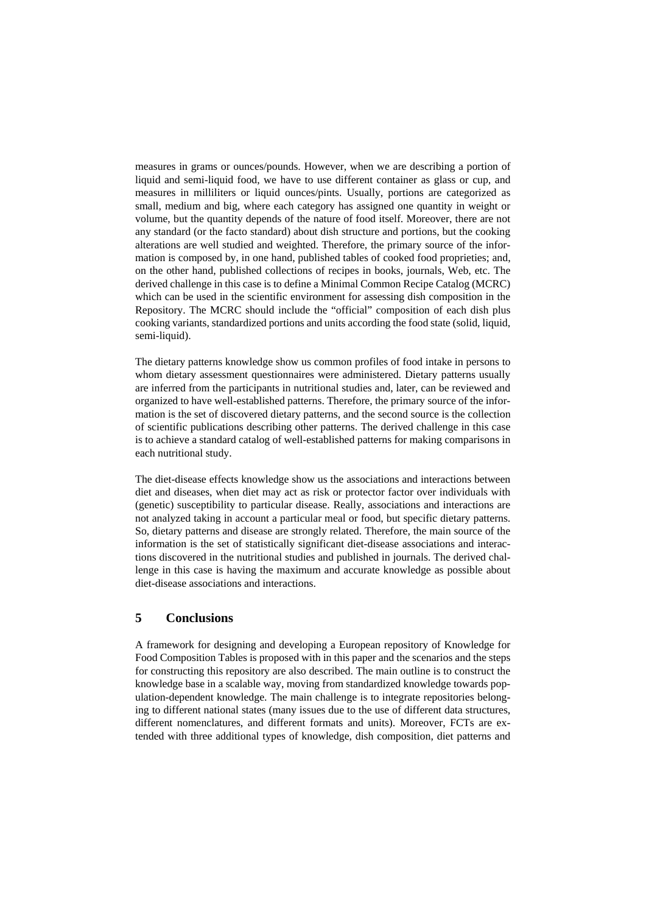measures in grams or ounces/pounds. However, when we are describing a portion of liquid and semi-liquid food, we have to use different container as glass or cup, and measures in milliliters or liquid ounces/pints. Usually, portions are categorized as small, medium and big, where each category has assigned one quantity in weight or volume, but the quantity depends of the nature of food itself. Moreover, there are not any standard (or the facto standard) about dish structure and portions, but the cooking alterations are well studied and weighted. Therefore, the primary source of the information is composed by, in one hand, published tables of cooked food proprieties; and, on the other hand, published collections of recipes in books, journals, Web, etc. The derived challenge in this case is to define a Minimal Common Recipe Catalog (MCRC) which can be used in the scientific environment for assessing dish composition in the Repository. The MCRC should include the "official" composition of each dish plus cooking variants, standardized portions and units according the food state (solid, liquid, semi-liquid).

The dietary patterns knowledge show us common profiles of food intake in persons to whom dietary assessment questionnaires were administered. Dietary patterns usually are inferred from the participants in nutritional studies and, later, can be reviewed and organized to have well-established patterns. Therefore, the primary source of the information is the set of discovered dietary patterns, and the second source is the collection of scientific publications describing other patterns. The derived challenge in this case is to achieve a standard catalog of well-established patterns for making comparisons in each nutritional study.

The diet-disease effects knowledge show us the associations and interactions between diet and diseases, when diet may act as risk or protector factor over individuals with (genetic) susceptibility to particular disease. Really, associations and interactions are not analyzed taking in account a particular meal or food, but specific dietary patterns. So, dietary patterns and disease are strongly related. Therefore, the main source of the information is the set of statistically significant diet-disease associations and interactions discovered in the nutritional studies and published in journals. The derived challenge in this case is having the maximum and accurate knowledge as possible about diet-disease associations and interactions.

## 5 Conclusions

A framework for designing and developing a European repository of Knowledge for Food Composition Tables is proposed with in this paper and the scenarios and the steps for constructing this repository are also described. The main outline is to construct the knowledge base in a scalable way, moving from standardized knowledge towards population-dependent knowledge. The main challenge is to integrate repositories belonging to different national states (many issues due to the use of different data structures, different nomenclatures, and different formats and units). Moreover, FCTs are extended with three additional types of knowledge, dish composition, diet patterns and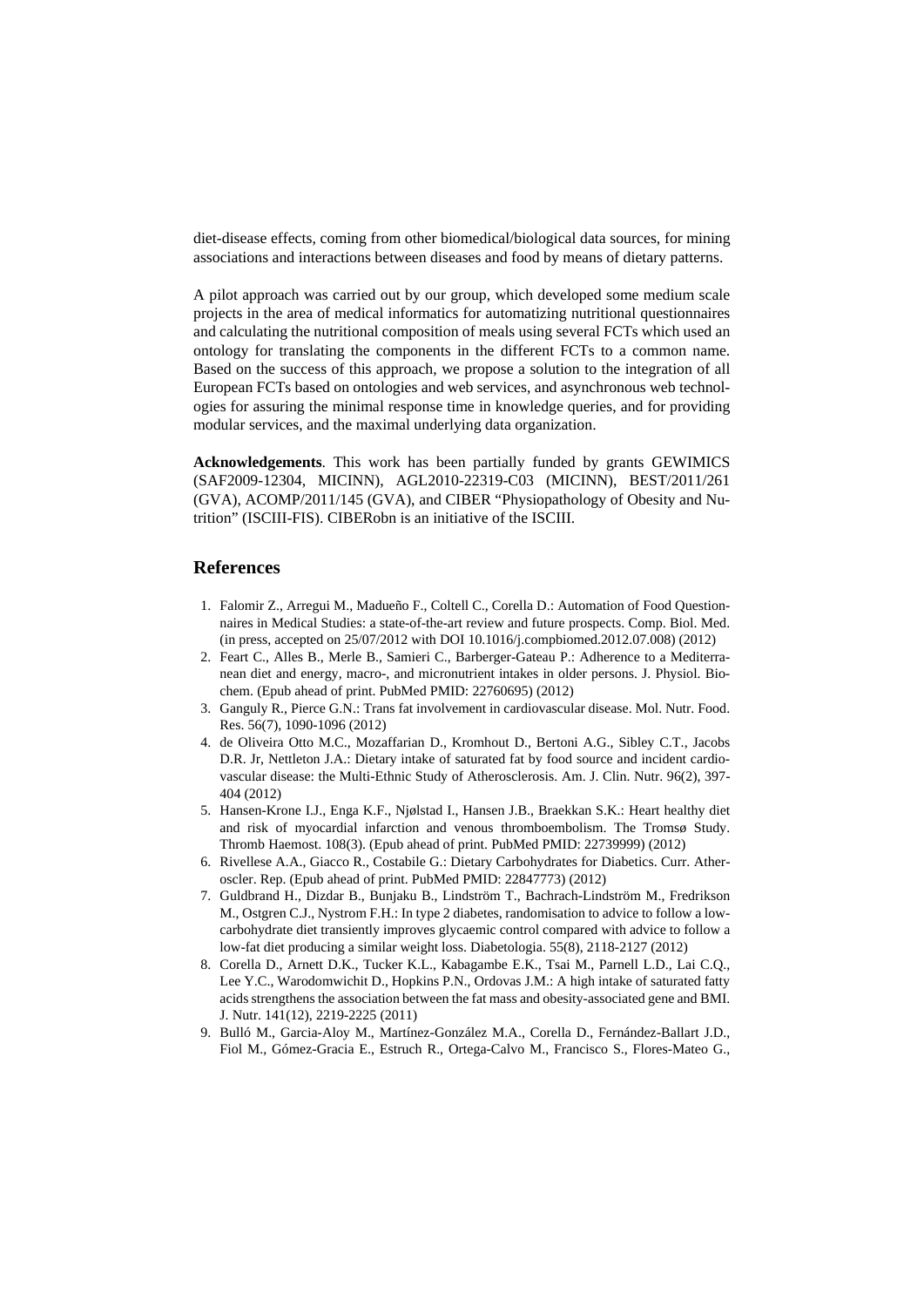diet-disease effects, coming from other biomedical/biological data sources, for mining associations and interactions between diseases and food by means of dietary patterns.

A pilot approach was carried out by our group, which developed some medium scale projects in the area of medical informatics for automatizing nutritional questionnaires and calculating the nutritional composition of meals using several FCTs which used an ontology for translating the components in the different FCTs to a common name. Based on the success of this approach, we propose a solution to the integration of all European FCTs based on ontologies and web services, and asynchronous web technologies for assuring the minimal response time in knowledge queries, and for providing modular services, and the maximal underlying data organization.

**Acknowledgements**. This work has been partially funded by grants GEWIMICS (SAF2009-12304, MICINN), AGL2010-22319-C03 (MICINN), BEST/2011/261 (GVA), ACOMP/2011/145 (GVA), and CIBER "Physiopathology of Obesity and Nutrition" (ISCIII-FIS). CIBERobn is an initiative of the ISCIII.

## References

1. Falomir Z., Arregui M., Madueño F., Coltell C., Corella D.: Automation of Food Questionnaires in Medical Studies: a state-of-the-art review and future prospects. Comp. Biol. Med. (in press, accepted on 25/07/2012 with DOI 10.1016/j.compbiomed.2012.07.008) (2012)
2. Feart C., Alles B., Merle B., Samieri C., Barberger-Gateau P.: Adherence to a Mediterranean diet and energy, macro-, and micronutrient intakes in older persons. J. Physiol. Biochem. (Epub ahead of print. PubMed PMID: 22760695) (2012)
3. Ganguly R., Pierce G.N.: Trans fat involvement in cardiovascular disease. Mol. Nutr. Food. Res. 56(7), 1090-1096 (2012)
4. de Oliveira Otto M.C., Mozaffarian D., Kromhout D., Bertoni A.G., Sibley C.T., Jacobs D.R. Jr, Nettleton J.A.: Dietary intake of saturated fat by food source and incident cardiovascular disease: the Multi-Ethnic Study of Atherosclerosis. Am. J. Clin. Nutr. 96(2), 397-404 (2012)
5. Hansen-Krone I.J., Enga K.F., Njølstad I., Hansen J.B., Braekkan S.K.: Heart healthy diet and risk of myocardial infarction and venous thromboembolism. The Tromsø Study. Thromb Haemost. 108(3). (Epub ahead of print. PubMed PMID: 22739999) (2012)
6. Rivellese A.A., Giacco R., Costabile G.: Dietary Carbohydrates for Diabetics. Curr. Atheroscler. Rep. (Epub ahead of print. PubMed PMID: 22847773) (2012)
7. Guldbrand H., Dizdar B., Bunjaku B., Lindström T., Bachrach-Lindström M., Fredrikson M., Ostgren C.J., Nystrom F.H.: In type 2 diabetes, randomisation to advice to follow a low-carbohydrate diet transiently improves glycaemic control compared with advice to follow a low-fat diet producing a similar weight loss. Diabetologia. 55(8), 2118-2127 (2012)
8. Corella D., Arnett D.K., Tucker K.L., Kabagambe E.K., Tsai M., Parnell L.D., Lai C.Q., Lee Y.C., Warodomwichit D., Hopkins P.N., Ordovas J.M.: A high intake of saturated fatty acids strengthens the association between the fat mass and obesity-associated gene and BMI. J. Nutr. 141(12), 2219-2225 (2011)
9. Bulló M., Garcia-Aloy M., Martínez-González M.A., Corella D., Fernández-Ballart J.D., Fiol M., Gómez-Gracia E., Estruch R., Ortega-Calvo M., Francisco S., Flores-Mateo G.,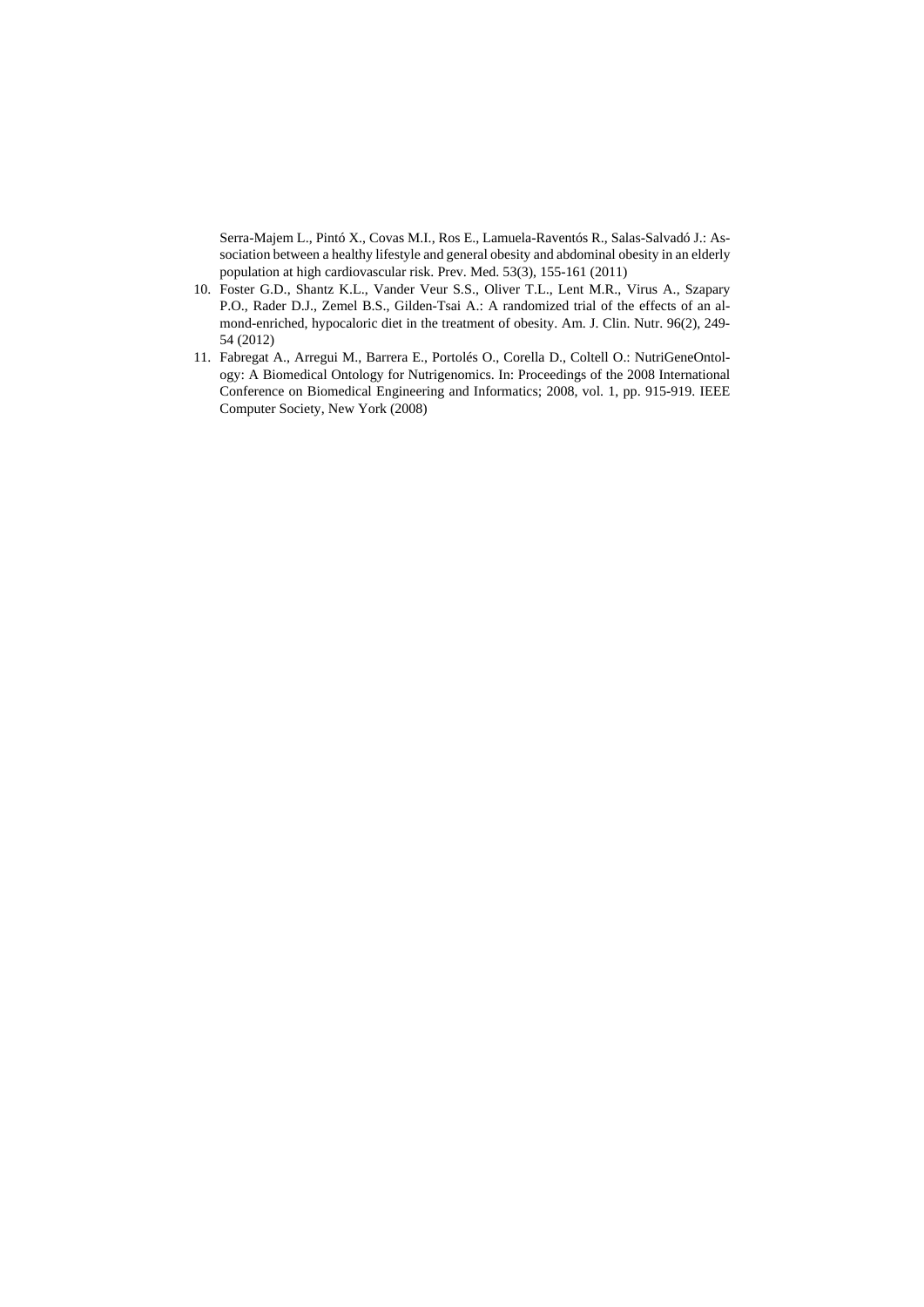Serra-Majem L., Pintó X., Covas M.I., Ros E., Lamuela-Raventós R., Salas-Salvadó J.: Association between a healthy lifestyle and general obesity and abdominal obesity in an elderly population at high cardiovascular risk. Prev. Med. 53(3), 155-161 (2011)

10. Foster G.D., Shantz K.L., Vander Veur S.S., Oliver T.L., Lent M.R., Virus A., Szapary P.O., Rader D.J., Zemel B.S., Gilden-Tsai A.: A randomized trial of the effects of an almond-enriched, hypocaloric diet in the treatment of obesity. Am. J. Clin. Nutr. 96(2), 249-54 (2012)
11. Fabregat A., Arregui M., Barrera E., Portolés O., Corella D., Coltell O.: NutriGeneOntology: A Biomedical Ontology for Nutrigenomics. In: Proceedings of the 2008 International Conference on Biomedical Engineering and Informatics; 2008, vol. 1, pp. 915-919. IEEE Computer Society, New York (2008)